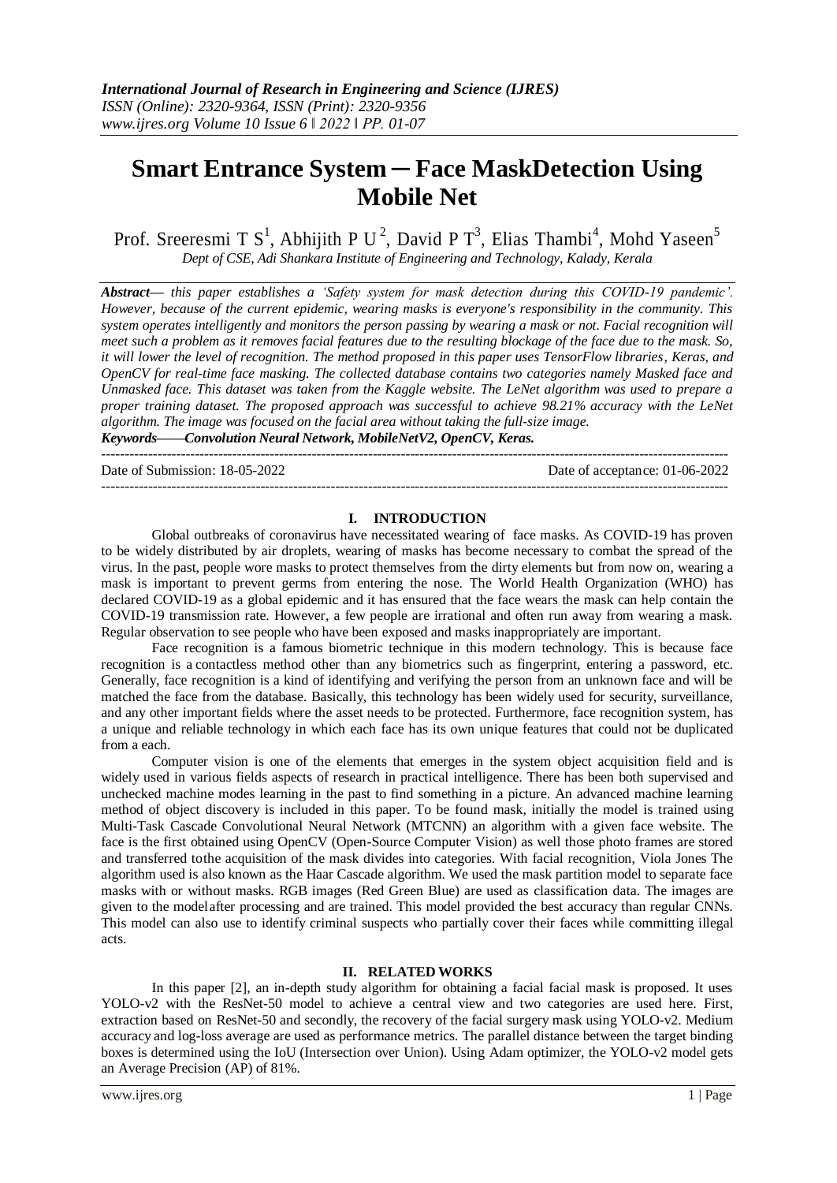# Smart Entrance System ─ Face MaskDetection Using Mobile Net

Prof. Sreeresmi T S[1], Abhijith P U[2], David P T[3], Elias Thambi[4], Mohd Yaseen[5]

*Dept of CSE, Adi Shankara Institute of Engineering and Technology, Kalady, Kerala*

***Abstract—*** *this paper establishes a 'Safety system for mask detection during this COVID-19 pandemic'. However, because of the current epidemic, wearing masks is everyone's responsibility in the community. This system operates intelligently and monitors the person passing by wearing a mask or not. Facial recognition will meet such a problem as it removes facial features due to the resulting blockage of the face due to the mask. So, it will lower the level of recognition. The method proposed in this paper uses TensorFlow libraries, Keras, and OpenCV for real-time face masking. The collected database contains two categories namely Masked face and Unmasked face. This dataset was taken from the Kaggle website. The LeNet algorithm was used to prepare a proper training dataset. The proposed approach was successful to achieve 98.21% accuracy with the LeNet algorithm. The image was focused on the facial area without taking the full-size image.*

***Keywords——Convolution Neural Network, MobileNetV2, OpenCV, Keras.***

---

Date of Submission: 18-05-2022 Date of acceptance: 01-06-2022

---

## I. INTRODUCTION

Global outbreaks of coronavirus have necessitated wearing of face masks. As COVID-19 has proven to be widely distributed by air droplets, wearing of masks has become necessary to combat the spread of the virus. In the past, people wore masks to protect themselves from the dirty elements but from now on, wearing a mask is important to prevent germs from entering the nose. The World Health Organization (WHO) has declared COVID-19 as a global epidemic and it has ensured that the face wears the mask can help contain the COVID-19 transmission rate. However, a few people are irrational and often run away from wearing a mask. Regular observation to see people who have been exposed and masks inappropriately are important.

Face recognition is a famous biometric technique in this modern technology. This is because face recognition is a contactless method other than any biometrics such as fingerprint, entering a password, etc. Generally, face recognition is a kind of identifying and verifying the person from an unknown face and will be matched the face from the database. Basically, this technology has been widely used for security, surveillance, and any other important fields where the asset needs to be protected. Furthermore, face recognition system, has a unique and reliable technology in which each face has its own unique features that could not be duplicated from a each.

Computer vision is one of the elements that emerges in the system object acquisition field and is widely used in various fields aspects of research in practical intelligence. There has been both supervised and unchecked machine modes learning in the past to find something in a picture. An advanced machine learning method of object discovery is included in this paper. To be found mask, initially the model is trained using Multi-Task Cascade Convolutional Neural Network (MTCNN) an algorithm with a given face website. The face is the first obtained using OpenCV (Open-Source Computer Vision) as well those photo frames are stored and transferred tothe acquisition of the mask divides into categories. With facial recognition, Viola Jones The algorithm used is also known as the Haar Cascade algorithm. We used the mask partition model to separate face masks with or without masks. RGB images (Red Green Blue) are used as classification data. The images are given to the modelafter processing and are trained. This model provided the best accuracy than regular CNNs. This model can also use to identify criminal suspects who partially cover their faces while committing illegal acts.

## II. RELATED WORKS

In this paper [2], an in-depth study algorithm for obtaining a facial facial mask is proposed. It uses YOLO-v2 with the ResNet-50 model to achieve a central view and two categories are used here. First, extraction based on ResNet-50 and secondly, the recovery of the facial surgery mask using YOLO-v2. Medium accuracy and log-loss average are used as performance metrics. The parallel distance between the target binding boxes is determined using the IoU (Intersection over Union). Using Adam optimizer, the YOLO-v2 model gets an Average Precision (AP) of 81%.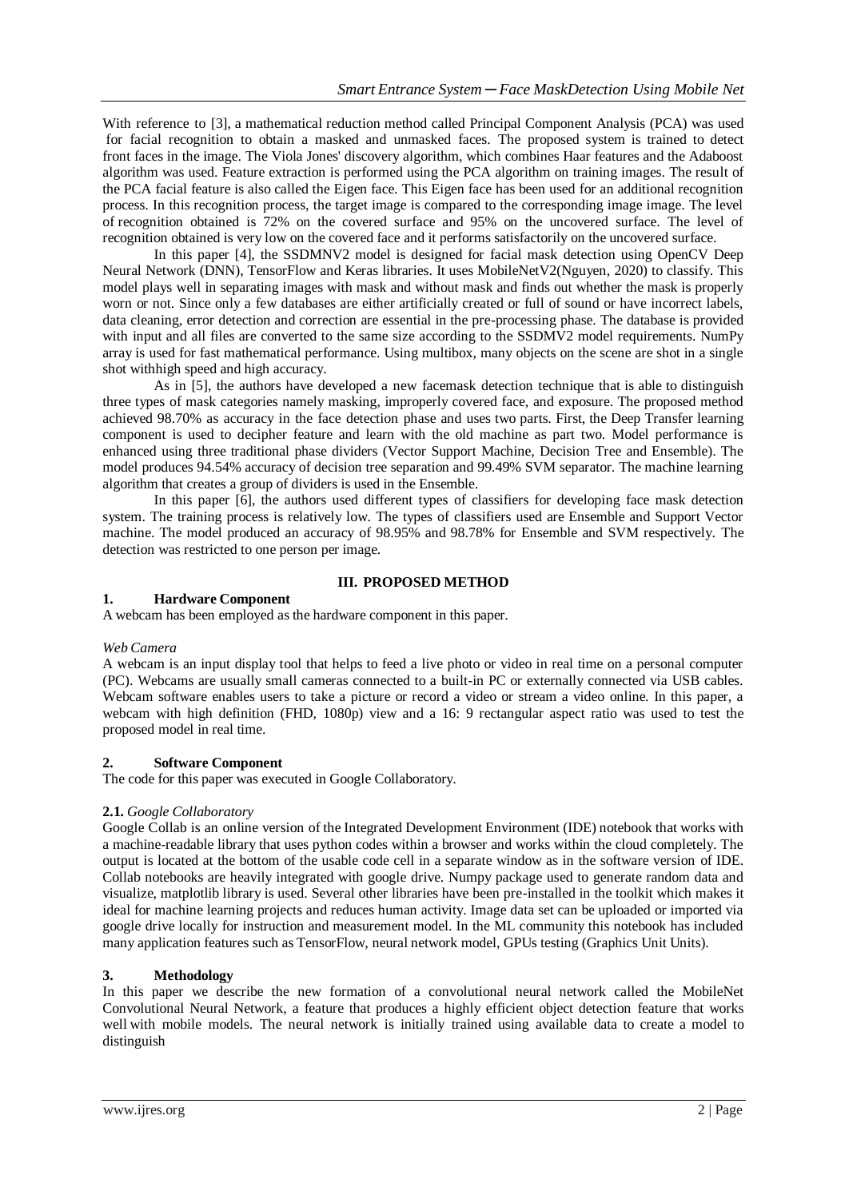With reference to [3], a mathematical reduction method called Principal Component Analysis (PCA) was used for facial recognition to obtain a masked and unmasked faces. The proposed system is trained to detect front faces in the image. The Viola Jones' discovery algorithm, which combines Haar features and the Adaboost algorithm was used. Feature extraction is performed using the PCA algorithm on training images. The result of the PCA facial feature is also called the Eigen face. This Eigen face has been used for an additional recognition process. In this recognition process, the target image is compared to the corresponding image image. The level of recognition obtained is 72% on the covered surface and 95% on the uncovered surface. The level of recognition obtained is very low on the covered face and it performs satisfactorily on the uncovered surface.

In this paper [4], the SSDMNV2 model is designed for facial mask detection using OpenCV Deep Neural Network (DNN), TensorFlow and Keras libraries. It uses MobileNetV2(Nguyen, 2020) to classify. This model plays well in separating images with mask and without mask and finds out whether the mask is properly worn or not. Since only a few databases are either artificially created or full of sound or have incorrect labels, data cleaning, error detection and correction are essential in the pre-processing phase. The database is provided with input and all files are converted to the same size according to the SSDMV2 model requirements. NumPy array is used for fast mathematical performance. Using multibox, many objects on the scene are shot in a single shot withhigh speed and high accuracy.

As in [5], the authors have developed a new facemask detection technique that is able to distinguish three types of mask categories namely masking, improperly covered face, and exposure. The proposed method achieved 98.70% as accuracy in the face detection phase and uses two parts. First, the Deep Transfer learning component is used to decipher feature and learn with the old machine as part two. Model performance is enhanced using three traditional phase dividers (Vector Support Machine, Decision Tree and Ensemble). The model produces 94.54% accuracy of decision tree separation and 99.49% SVM separator. The machine learning algorithm that creates a group of dividers is used in the Ensemble.

In this paper [6], the authors used different types of classifiers for developing face mask detection system. The training process is relatively low. The types of classifiers used are Ensemble and Support Vector machine. The model produced an accuracy of 98.95% and 98.78% for Ensemble and SVM respectively. The detection was restricted to one person per image.

## III. PROPOSED METHOD

### 1. Hardware Component

A webcam has been employed as the hardware component in this paper.

*Web Camera*

A webcam is an input display tool that helps to feed a live photo or video in real time on a personal computer (PC). Webcams are usually small cameras connected to a built-in PC or externally connected via USB cables. Webcam software enables users to take a picture or record a video or stream a video online. In this paper, a webcam with high definition (FHD, 1080p) view and a 16: 9 rectangular aspect ratio was used to test the proposed model in real time.

### 2. Software Component

The code for this paper was executed in Google Collaboratory.

**2.1.** *Google Collaboratory*

Google Collab is an online version of the Integrated Development Environment (IDE) notebook that works with a machine-readable library that uses python codes within a browser and works within the cloud completely. The output is located at the bottom of the usable code cell in a separate window as in the software version of IDE. Collab notebooks are heavily integrated with google drive. Numpy package used to generate random data and visualize, matplotlib library is used. Several other libraries have been pre-installed in the toolkit which makes it ideal for machine learning projects and reduces human activity. Image data set can be uploaded or imported via google drive locally for instruction and measurement model. In the ML community this notebook has included many application features such as TensorFlow, neural network model, GPUs testing (Graphics Unit Units).

### 3. Methodology

In this paper we describe the new formation of a convolutional neural network called the MobileNet Convolutional Neural Network, a feature that produces a highly efficient object detection feature that works well with mobile models. The neural network is initially trained using available data to create a model to distinguish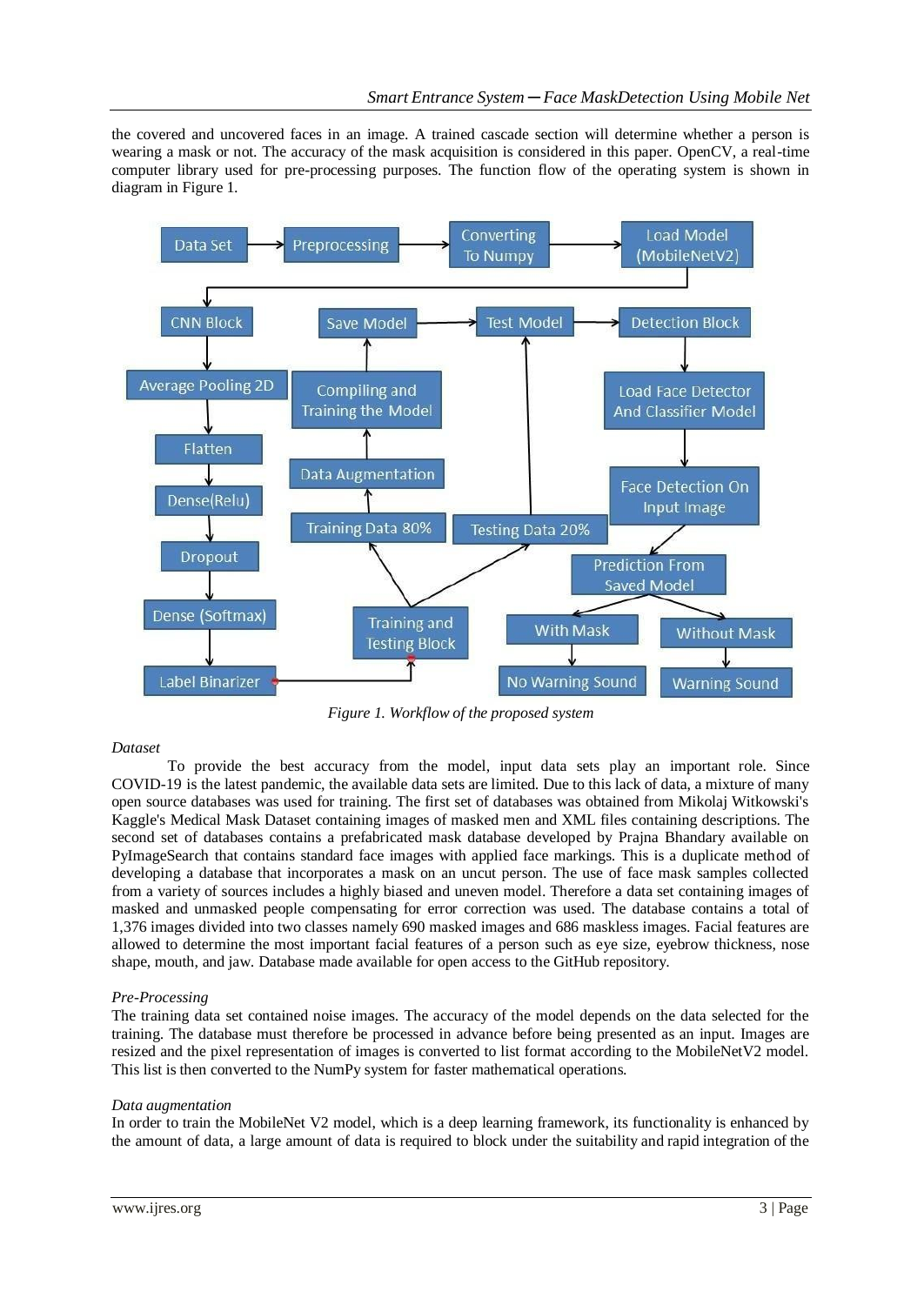the covered and uncovered faces in an image. A trained cascade section will determine whether a person is wearing a mask or not. The accuracy of the mask acquisition is considered in this paper. OpenCV, a real-time computer library used for pre-processing purposes. The function flow of the operating system is shown in diagram in Figure 1.

*Figure 1. Workflow of the proposed system*

*Dataset*

To provide the best accuracy from the model, input data sets play an important role. Since COVID-19 is the latest pandemic, the available data sets are limited. Due to this lack of data, a mixture of many open source databases was used for training. The first set of databases was obtained from Mikolaj Witkowski's Kaggle's Medical Mask Dataset containing images of masked men and XML files containing descriptions. The second set of databases contains a prefabricated mask database developed by Prajna Bhandary available on PyImageSearch that contains standard face images with applied face markings. This is a duplicate method of developing a database that incorporates a mask on an uncut person. The use of face mask samples collected from a variety of sources includes a highly biased and uneven model. Therefore a data set containing images of masked and unmasked people compensating for error correction was used. The database contains a total of 1,376 images divided into two classes namely 690 masked images and 686 maskless images. Facial features are allowed to determine the most important facial features of a person such as eye size, eyebrow thickness, nose shape, mouth, and jaw. Database made available for open access to the GitHub repository.

*Pre-Processing*

The training data set contained noise images. The accuracy of the model depends on the data selected for the training. The database must therefore be processed in advance before being presented as an input. Images are resized and the pixel representation of images is converted to list format according to the MobileNetV2 model. This list is then converted to the NumPy system for faster mathematical operations.

*Data augmentation*

In order to train the MobileNet V2 model, which is a deep learning framework, its functionality is enhanced by the amount of data, a large amount of data is required to block under the suitability and rapid integration of the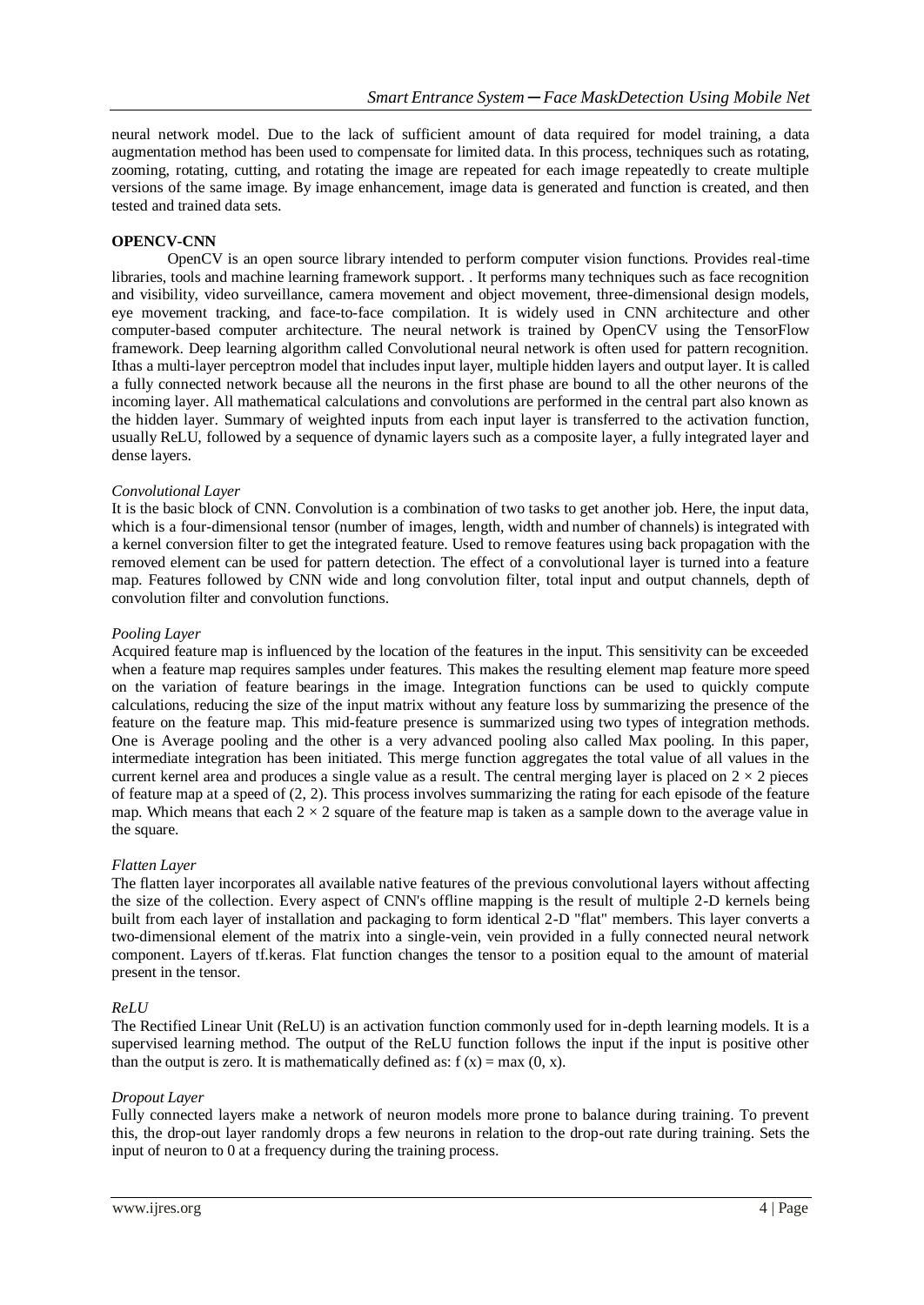neural network model. Due to the lack of sufficient amount of data required for model training, a data augmentation method has been used to compensate for limited data. In this process, techniques such as rotating, zooming, rotating, cutting, and rotating the image are repeated for each image repeatedly to create multiple versions of the same image. By image enhancement, image data is generated and function is created, and then tested and trained data sets.

**OPENCV-CNN**

OpenCV is an open source library intended to perform computer vision functions. Provides real-time libraries, tools and machine learning framework support. . It performs many techniques such as face recognition and visibility, video surveillance, camera movement and object movement, three-dimensional design models, eye movement tracking, and face-to-face compilation. It is widely used in CNN architecture and other computer-based computer architecture. The neural network is trained by OpenCV using the TensorFlow framework. Deep learning algorithm called Convolutional neural network is often used for pattern recognition. Ithas a multi-layer perceptron model that includes input layer, multiple hidden layers and output layer. It is called a fully connected network because all the neurons in the first phase are bound to all the other neurons of the incoming layer. All mathematical calculations and convolutions are performed in the central part also known as the hidden layer. Summary of weighted inputs from each input layer is transferred to the activation function, usually ReLU, followed by a sequence of dynamic layers such as a composite layer, a fully integrated layer and dense layers.

*Convolutional Layer*

It is the basic block of CNN. Convolution is a combination of two tasks to get another job. Here, the input data, which is a four-dimensional tensor (number of images, length, width and number of channels) is integrated with a kernel conversion filter to get the integrated feature. Used to remove features using back propagation with the removed element can be used for pattern detection. The effect of a convolutional layer is turned into a feature map. Features followed by CNN wide and long convolution filter, total input and output channels, depth of convolution filter and convolution functions.

*Pooling Layer*

Acquired feature map is influenced by the location of the features in the input. This sensitivity can be exceeded when a feature map requires samples under features. This makes the resulting element map feature more speed on the variation of feature bearings in the image. Integration functions can be used to quickly compute calculations, reducing the size of the input matrix without any feature loss by summarizing the presence of the feature on the feature map. This mid-feature presence is summarized using two types of integration methods. One is Average pooling and the other is a very advanced pooling also called Max pooling. In this paper, intermediate integration has been initiated. This merge function aggregates the total value of all values in the current kernel area and produces a single value as a result. The central merging layer is placed on $2 \times 2$ pieces of feature map at a speed of (2, 2). This process involves summarizing the rating for each episode of the feature map. Which means that each $2 \times 2$ square of the feature map is taken as a sample down to the average value in the square.

*Flatten Layer*

The flatten layer incorporates all available native features of the previous convolutional layers without affecting the size of the collection. Every aspect of CNN's offline mapping is the result of multiple 2-D kernels being built from each layer of installation and packaging to form identical 2-D "flat" members. This layer converts a two-dimensional element of the matrix into a single-vein, vein provided in a fully connected neural network component. Layers of tf.keras. Flat function changes the tensor to a position equal to the amount of material present in the tensor.

*ReLU*

The Rectified Linear Unit (ReLU) is an activation function commonly used for in-depth learning models. It is a supervised learning method. The output of the ReLU function follows the input if the input is positive other than the output is zero. It is mathematically defined as: $f(x) = \max(0, x)$.

*Dropout Layer*

Fully connected layers make a network of neuron models more prone to balance during training. To prevent this, the drop-out layer randomly drops a few neurons in relation to the drop-out rate during training. Sets the input of neuron to 0 at a frequency during the training process.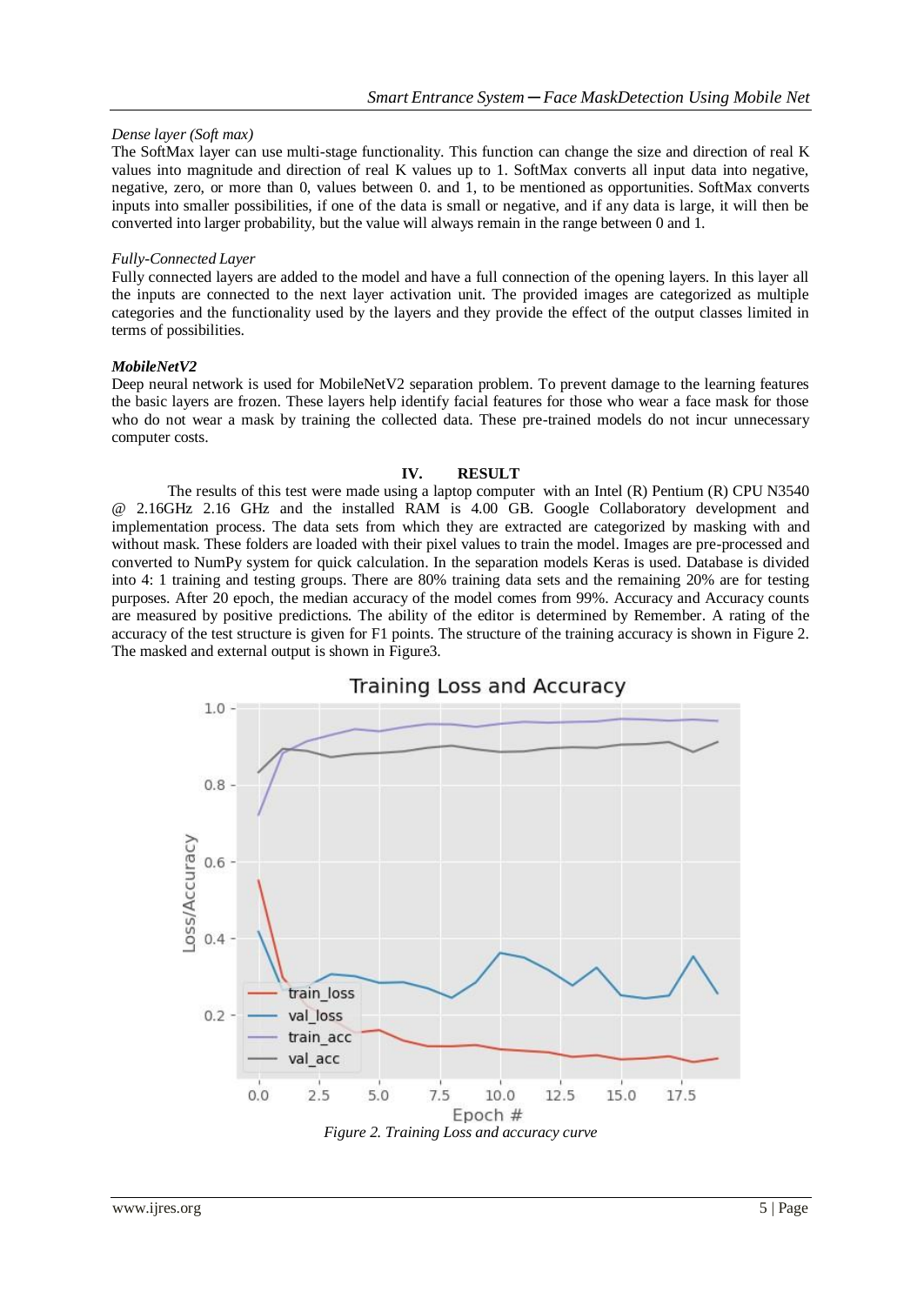*Dense layer (Soft max)*

The SoftMax layer can use multi-stage functionality. This function can change the size and direction of real K values into magnitude and direction of real K values up to 1. SoftMax converts all input data into negative, negative, zero, or more than 0, values between 0. and 1, to be mentioned as opportunities. SoftMax converts inputs into smaller possibilities, if one of the data is small or negative, and if any data is large, it will then be converted into larger probability, but the value will always remain in the range between 0 and 1.

*Fully-Connected Layer*

Fully connected layers are added to the model and have a full connection of the opening layers. In this layer all the inputs are connected to the next layer activation unit. The provided images are categorized as multiple categories and the functionality used by the layers and they provide the effect of the output classes limited in terms of possibilities.

***MobileNetV2***

Deep neural network is used for MobileNetV2 separation problem. To prevent damage to the learning features the basic layers are frozen. These layers help identify facial features for those who wear a face mask for those who do not wear a mask by training the collected data. These pre-trained models do not incur unnecessary computer costs.

## IV. RESULT

The results of this test were made using a laptop computer with an Intel (R) Pentium (R) CPU N3540 @ 2.16GHz 2.16 GHz and the installed RAM is 4.00 GB. Google Collaboratory development and implementation process. The data sets from which they are extracted are categorized by masking with and without mask. These folders are loaded with their pixel values to train the model. Images are pre-processed and converted to NumPy system for quick calculation. In the separation models Keras is used. Database is divided into 4: 1 training and testing groups. There are 80% training data sets and the remaining 20% are for testing purposes. After 20 epoch, the median accuracy of the model comes from 99%. Accuracy and Accuracy counts are measured by positive predictions. The ability of the editor is determined by Remember. A rating of the accuracy of the test structure is given for F1 points. The structure of the training accuracy is shown in Figure 2. The masked and external output is shown in Figure3.

*Figure 2. Training Loss and accuracy curve*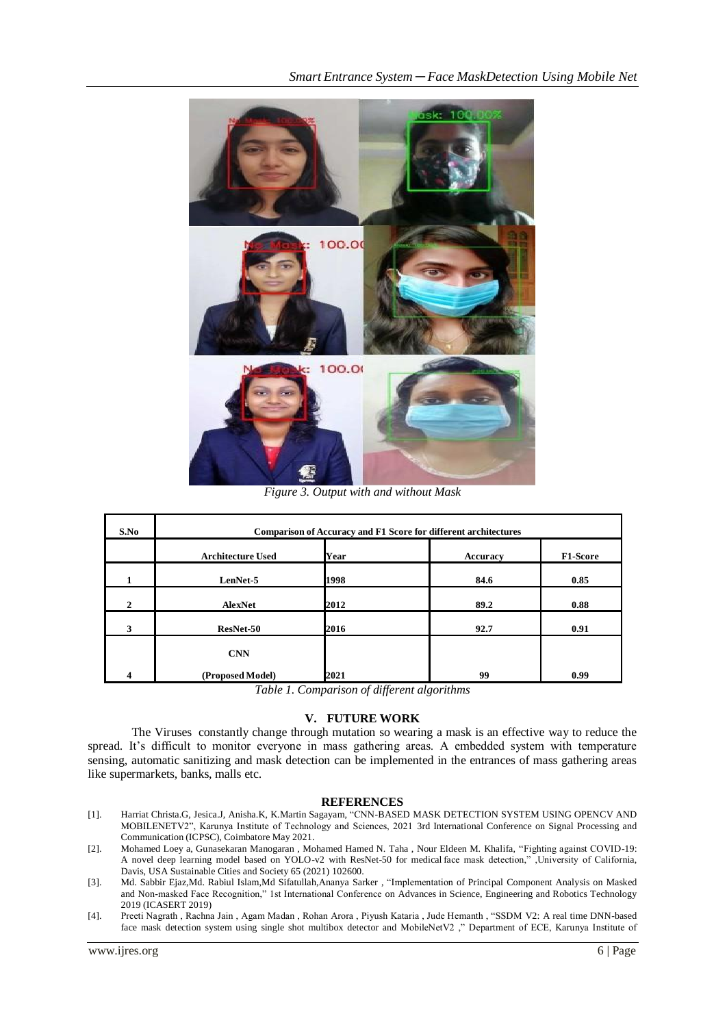*Figure 3. Output with and without Mask*

| S.No | Comparison of Accuracy and F1 Score for different architectures | | | |
|---|---|---|---|---|
| | **Architecture Used** | **Year** | **Accuracy** | **F1-Score** |
| **1** | **LenNet-5** | **1998** | **84.6** | **0.85** |
| **2** | **AlexNet** | **2012** | **89.2** | **0.88** |
| **3** | **ResNet-50** | **2016** | **92.7** | **0.91** |
| **4** | **CNN (Proposed Model)** | **2021** | **99** | **0.99** |

*Table 1. Comparison of different algorithms*

## V. FUTURE WORK

The Viruses constantly change through mutation so wearing a mask is an effective way to reduce the spread. It's difficult to monitor everyone in mass gathering areas. A embedded system with temperature sensing, automatic sanitizing and mask detection can be implemented in the entrances of mass gathering areas like supermarkets, banks, malls etc.

## REFERENCES

[1]. Harriat Christa.G, Jesica.J, Anisha.K, K.Martin Sagayam, "CNN-BASED MASK DETECTION SYSTEM USING OPENCV AND MOBILENETV2", Karunya Institute of Technology and Sciences, 2021 3rd International Conference on Signal Processing and Communication (ICPSC), Coimbatore May 2021.

[2]. Mohamed Loey a, Gunasekaran Manogaran , Mohamed Hamed N. Taha , Nour Eldeen M. Khalifa, "Fighting against COVID-19: A novel deep learning model based on YOLO-v2 with ResNet-50 for medical face mask detection," ,University of California, Davis, USA Sustainable Cities and Society 65 (2021) 102600.

[3]. Md. Sabbir Ejaz,Md. Rabiul Islam,Md Sifatullah,Ananya Sarker , "Implementation of Principal Component Analysis on Masked and Non-masked Face Recognition," 1st International Conference on Advances in Science, Engineering and Robotics Technology 2019 (ICASERT 2019)

[4]. Preeti Nagrath , Rachna Jain , Agam Madan , Rohan Arora , Piyush Kataria , Jude Hemanth , "SSDM V2: A real time DNN-based face mask detection system using single shot multibox detector and MobileNetV2 ," Department of ECE, Karunya Institute of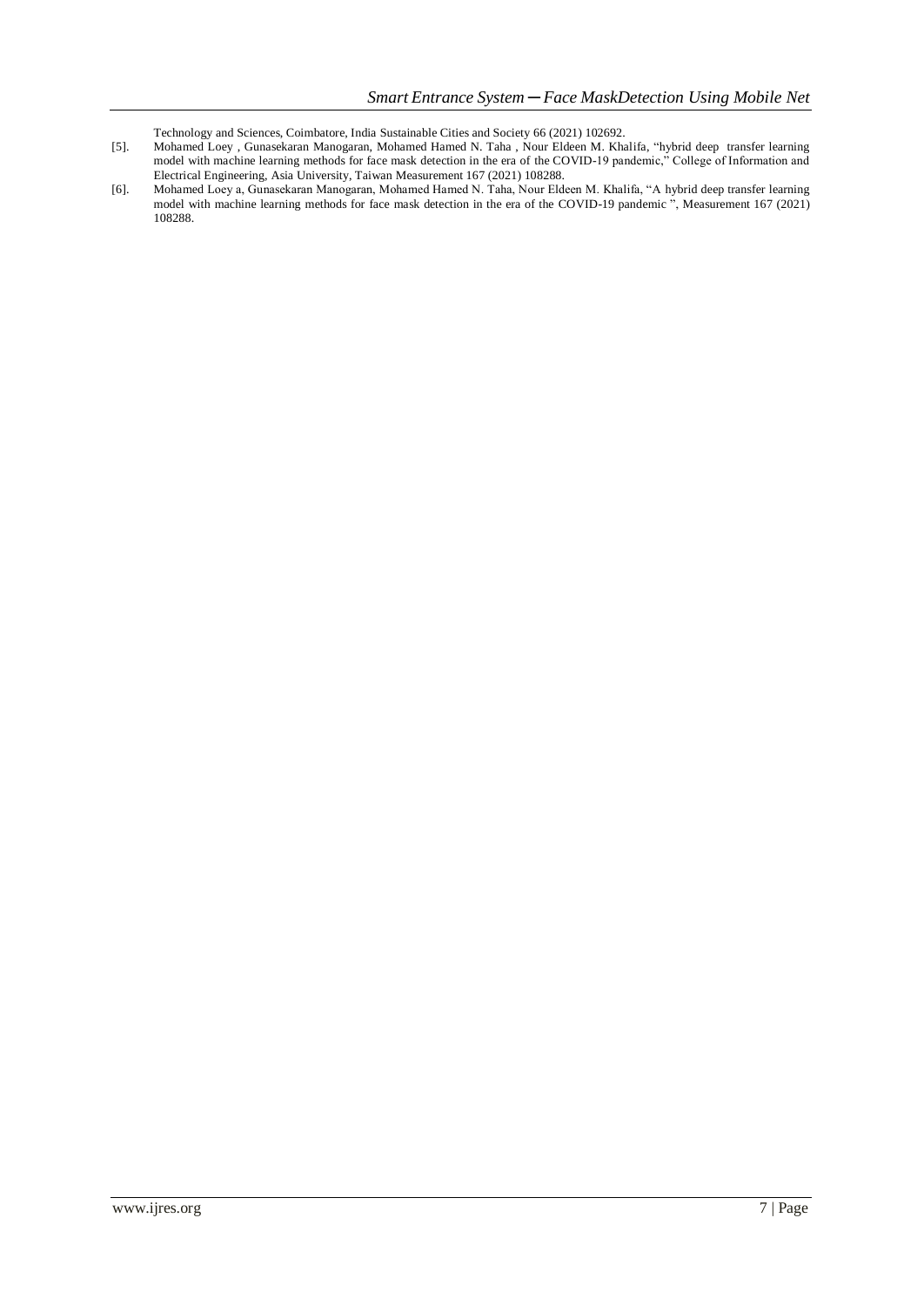Technology and Sciences, Coimbatore, India Sustainable Cities and Society 66 (2021) 102692.

[5]. Mohamed Loey , Gunasekaran Manogaran, Mohamed Hamed N. Taha , Nour Eldeen M. Khalifa, "hybrid deep transfer learning model with machine learning methods for face mask detection in the era of the COVID-19 pandemic," College of Information and Electrical Engineering, Asia University, Taiwan Measurement 167 (2021) 108288.

[6]. Mohamed Loey a, Gunasekaran Manogaran, Mohamed Hamed N. Taha, Nour Eldeen M. Khalifa, "A hybrid deep transfer learning model with machine learning methods for face mask detection in the era of the COVID-19 pandemic ", Measurement 167 (2021) 108288.